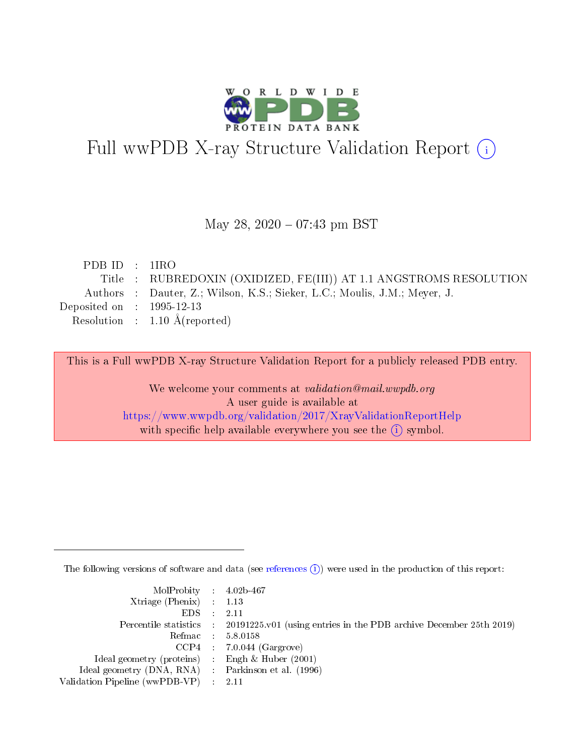# Full wwPDB X-ray Structure Validation Report ⓘ

May 28, 2020 – 07:43 pm BST

| | | |
|---|---|---|
| PDB ID | : | 1IRO |
| Title | : | RUBREDOXIN (OXIDIZED, FE(III)) AT 1.1 ANGSTROMS RESOLUTION |
| Authors | : | Dauter, Z.; Wilson, K.S.; Sieker, L.C.; Moulis, J.M.; Meyer, J. |
| Deposited on | : | 1995-12-13 |
| Resolution | : | 1.10 Å(reported) |

This is a Full wwPDB X-ray Structure Validation Report for a publicly released PDB entry.

We welcome your comments at *validation@mail.wwpdb.org*
A user guide is available at
https://www.wwpdb.org/validation/2017/XrayValidationReportHelp
with specific help available everywhere you see the ⓘ symbol.

---

The following versions of software and data (see references ⓘ) were used in the production of this report:

| | | |
|---|---|---|
| MolProbity | : | 4.02b-467 |
| Xtriage (Phenix) | : | 1.13 |
| EDS | : | 2.11 |
| Percentile statistics | : | 20191225.v01 (using entries in the PDB archive December 25th 2019) |
| Refmac | : | 5.8.0158 |
| CCP4 | : | 7.0.044 (Gargrove) |
| Ideal geometry (proteins) | : | Engh & Huber (2001) |
| Ideal geometry (DNA, RNA) | : | Parkinson et al. (1996) |
| Validation Pipeline (wwPDB-VP) | : | 2.11 |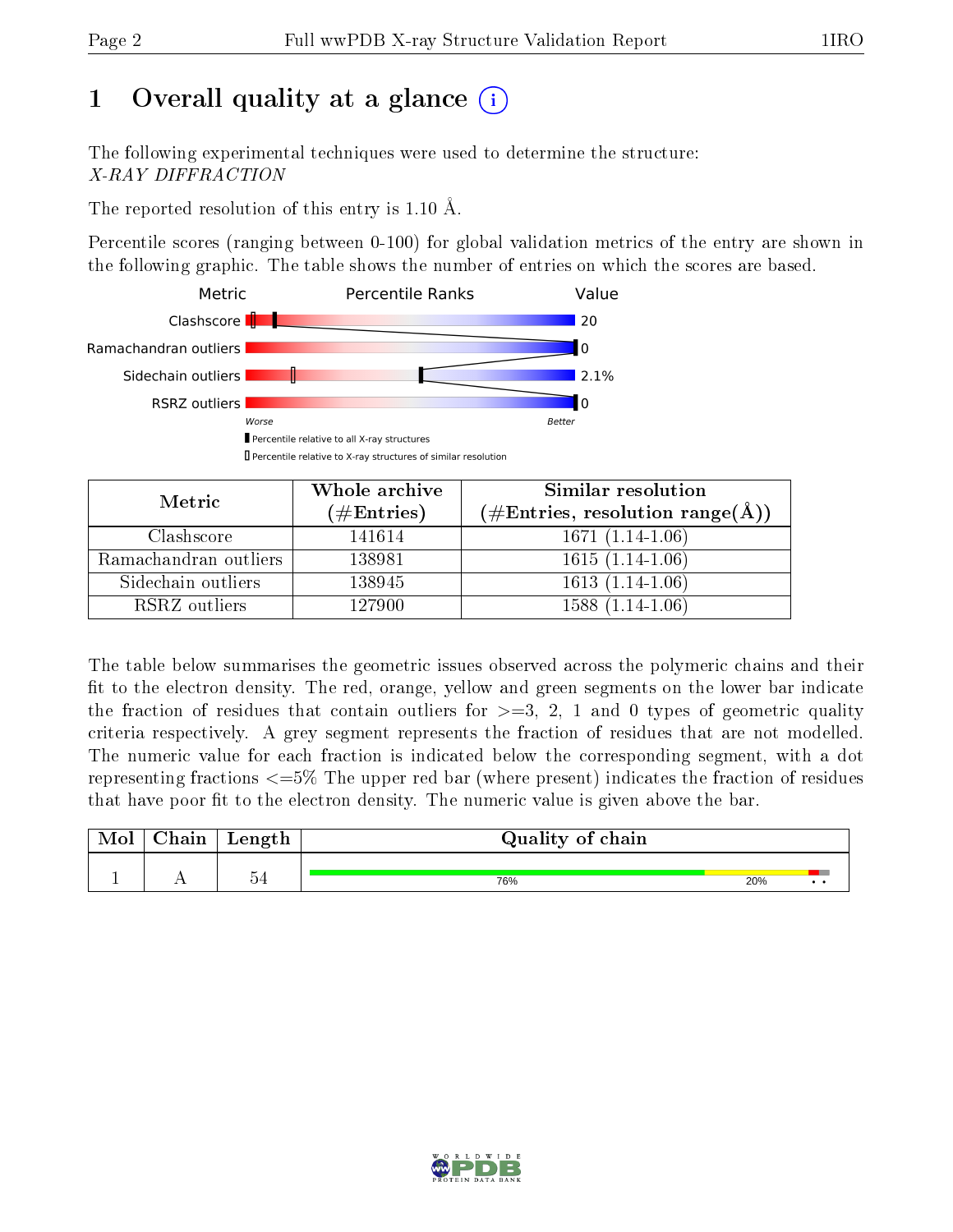# 1 Overall quality at a glance

The following experimental techniques were used to determine the structure: *X-RAY DIFFRACTION*

The reported resolution of this entry is 1.10 Å.

Percentile scores (ranging between 0-100) for global validation metrics of the entry are shown in the following graphic. The table shows the number of entries on which the scores are based.

| Metric | Value |
|---|---|
| Clashscore | 20 |
| Ramachandran outliers | 0 |
| Sidechain outliers | 2.1% |
| RSRZ outliers | 0 |

Worse — Better

Percentile relative to all X-ray structures

Percentile relative to X-ray structures of similar resolution

| Metric | Whole archive (#Entries) | Similar resolution (#Entries, resolution range(Å)) |
|---|---|---|
| Clashscore | 141614 | 1671 (1.14-1.06) |
| Ramachandran outliers | 138981 | 1615 (1.14-1.06) |
| Sidechain outliers | 138945 | 1613 (1.14-1.06) |
| RSRZ outliers | 127900 | 1588 (1.14-1.06) |

The table below summarises the geometric issues observed across the polymeric chains and their fit to the electron density. The red, orange, yellow and green segments on the lower bar indicate the fraction of residues that contain outliers for >=3, 2, 1 and 0 types of geometric quality criteria respectively. A grey segment represents the fraction of residues that are not modelled. The numeric value for each fraction is indicated below the corresponding segment, with a dot representing fractions <=5% The upper red bar (where present) indicates the fraction of residues that have poor fit to the electron density. The numeric value is given above the bar.

| Mol | Chain | Length | Quality of chain |
|---|---|---|---|
| 1 | A | 54 | 76% 20% • • |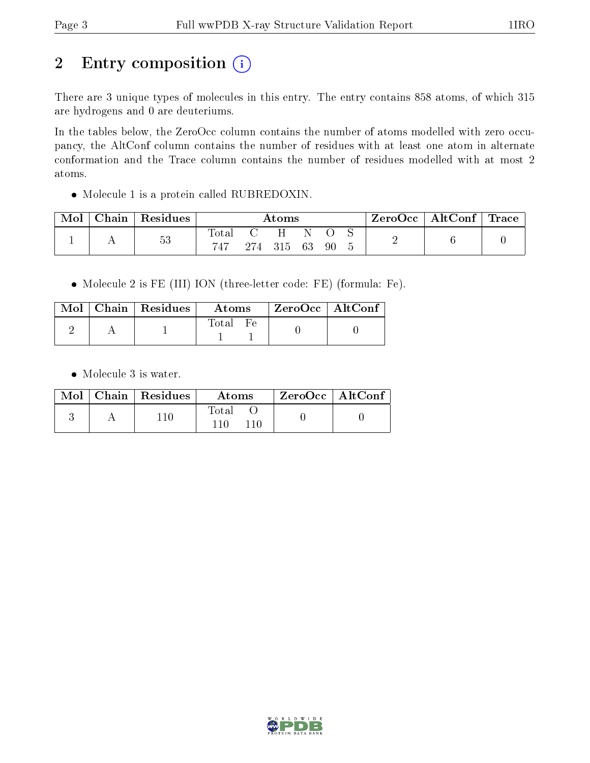# 2 Entry composition

There are 3 unique types of molecules in this entry. The entry contains 858 atoms, of which 315 are hydrogens and 0 are deuteriums.

In the tables below, the ZeroOcc column contains the number of atoms modelled with zero occupancy, the AltConf column contains the number of residues with at least one atom in alternate conformation and the Trace column contains the number of residues modelled with at most 2 atoms.

- Molecule 1 is a protein called RUBREDOXIN.

| Mol | Chain | Residues | Atoms | | | | | | ZeroOcc | AltConf | Trace |
|---|---|---|---|---|---|---|---|---|---|---|---|
| 1 | A | 53 | Total | C | H | N | O | S | 2 | 6 | 0 |
| | | | 747 | 274 | 315 | 63 | 90 | 5 | | | |

- Molecule 2 is FE (III) ION (three-letter code: FE) (formula: Fe).

| Mol | Chain | Residues | Atoms | | ZeroOcc | AltConf |
|---|---|---|---|---|---|---|
| 2 | A | 1 | Total | Fe | 0 | 0 |
| | | | 1 | 1 | | |

- Molecule 3 is water.

| Mol | Chain | Residues | Atoms | | ZeroOcc | AltConf |
|---|---|---|---|---|---|---|
| 3 | A | 110 | Total | O | 0 | 0 |
| | | | 110 | 110 | | |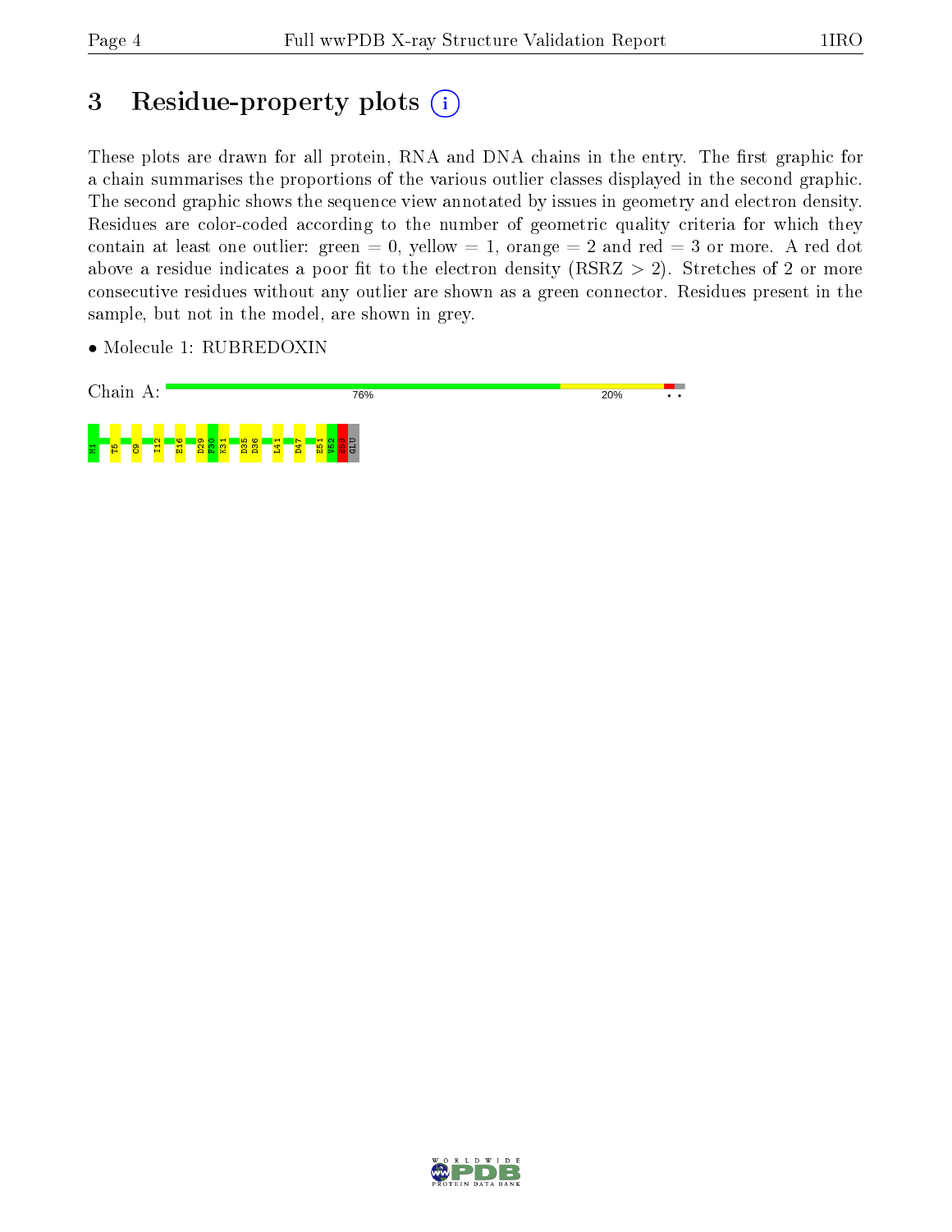# 3 Residue-property plots

These plots are drawn for all protein, RNA and DNA chains in the entry. The first graphic for a chain summarises the proportions of the various outlier classes displayed in the second graphic. The second graphic shows the sequence view annotated by issues in geometry and electron density. Residues are color-coded according to the number of geometric quality criteria for which they contain at least one outlier: green = 0, yellow = 1, orange = 2 and red = 3 or more. A red dot above a residue indicates a poor fit to the electron density (RSRZ > 2). Stretches of 2 or more consecutive residues without any outlier are shown as a green connector. Residues present in the sample, but not in the model, are shown in grey.

- Molecule 1: RUBREDOXIN

Chain A: 76% 20%

M1 T5 C9 I12 E16 D29 F30 K31 D35 D36 L41 D47 E51 V52 E53 GLU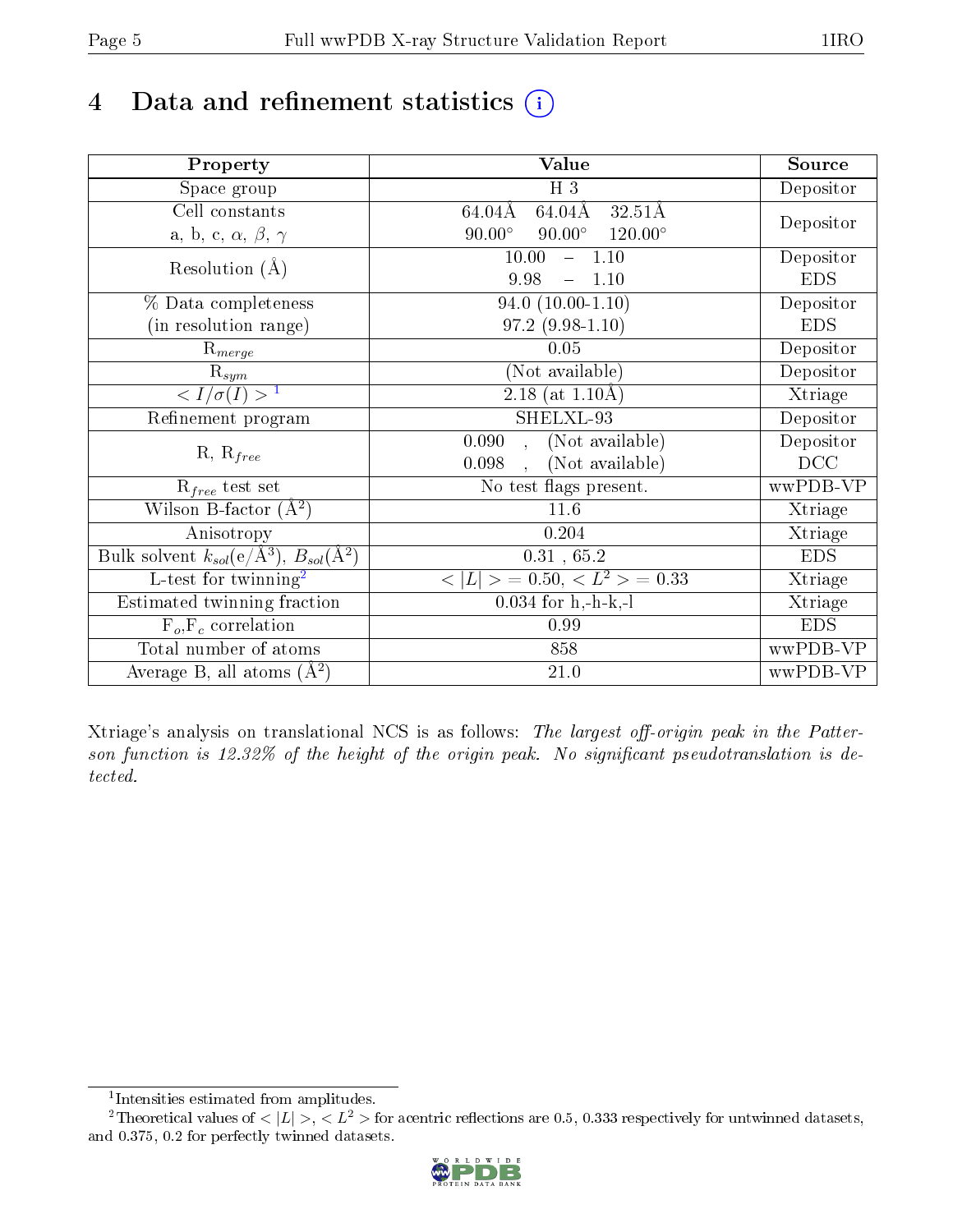# 4 Data and refinement statistics (i)

| Property | Value | Source |
|---|---|---|
| Space group | H 3 | Depositor |
| Cell constants<br>a, b, c, $\alpha$, $\beta$, $\gamma$ | 64.04Å 64.04Å 32.51Å<br>90.00° 90.00° 120.00° | Depositor |
| Resolution (Å) | 10.00 – 1.10<br>9.98 – 1.10 | Depositor<br>EDS |
| % Data completeness<br>(in resolution range) | 94.0 (10.00-1.10)<br>97.2 (9.98-1.10) | Depositor<br>EDS |
| $R_{merge}$ | 0.05 | Depositor |
| $R_{sym}$ | (Not available) | Depositor |
| $< I/\sigma(I) >$ [1] | 2.18 (at 1.10Å) | Xtriage |
| Refinement program | SHELXL-93 | Depositor |
| R, $R_{free}$ | 0.090 , (Not available)<br>0.098 , (Not available) | Depositor<br>DCC |
| $R_{free}$ test set | No test flags present. | wwPDB-VP |
| Wilson B-factor (Å$^2$) | 11.6 | Xtriage |
| Anisotropy | 0.204 | Xtriage |
| Bulk solvent $k_{sol}$(e/Å$^3$), $B_{sol}$(Å$^2$) | 0.31 , 65.2 | EDS |
| L-test for twinning[2] | $< \|L\| >$ = 0.50, $< L^2 >$ = 0.33 | Xtriage |
| Estimated twinning fraction | 0.034 for h,-h-k,-l | Xtriage |
| $F_o$,$F_c$ correlation | 0.99 | EDS |
| Total number of atoms | 858 | wwPDB-VP |
| Average B, all atoms (Å$^2$) | 21.0 | wwPDB-VP |

Xtriage's analysis on translational NCS is as follows: *The largest off-origin peak in the Patterson function is 12.32% of the height of the origin peak. No significant pseudotranslation is detected.*

[1] Intensities estimated from amplitudes.

[2] Theoretical values of $< |L| >$, $< L^2 >$ for acentric reflections are 0.5, 0.333 respectively for untwinned datasets, and 0.375, 0.2 for perfectly twinned datasets.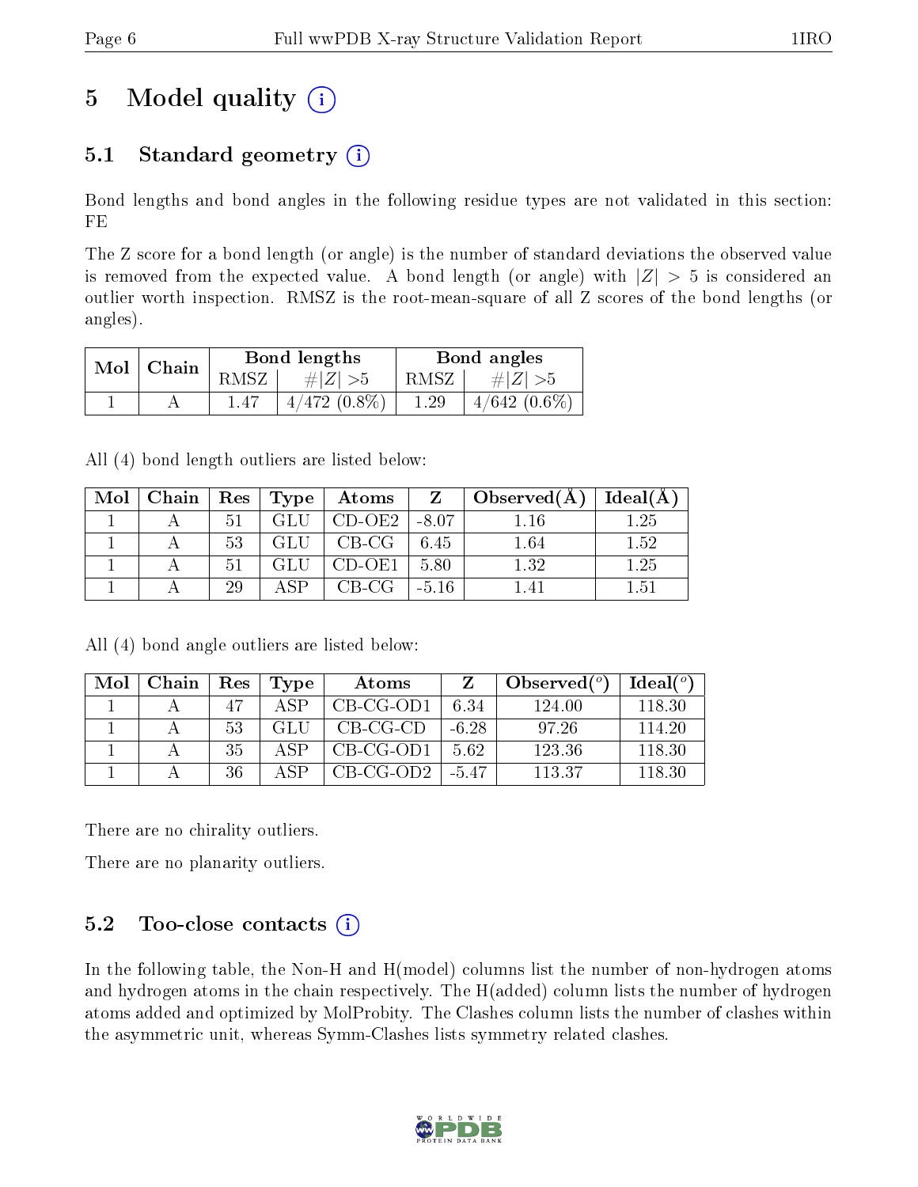# 5 Model quality

## 5.1 Standard geometry

Bond lengths and bond angles in the following residue types are not validated in this section: FE

The Z score for a bond length (or angle) is the number of standard deviations the observed value is removed from the expected value. A bond length (or angle) with $|Z| > 5$ is considered an outlier worth inspection. RMSZ is the root-mean-square of all Z scores of the bond lengths (or angles).

| Mol | Chain | Bond lengths | | Bond angles | |
|---|---|---|---|---|---|
| | | RMSZ | #\|Z\| >5 | RMSZ | #\|Z\| >5 |
| 1 | A | 1.47 | 4/472 (0.8%) | 1.29 | 4/642 (0.6%) |

All (4) bond length outliers are listed below:

| Mol | Chain | Res | Type | Atoms | Z | Observed(Å) | Ideal(Å) |
|---|---|---|---|---|---|---|---|
| 1 | A | 51 | GLU | CD-OE2 | -8.07 | 1.16 | 1.25 |
| 1 | A | 53 | GLU | CB-CG | 6.45 | 1.64 | 1.52 |
| 1 | A | 51 | GLU | CD-OE1 | 5.80 | 1.32 | 1.25 |
| 1 | A | 29 | ASP | CB-CG | -5.16 | 1.41 | 1.51 |

All (4) bond angle outliers are listed below:

| Mol | Chain | Res | Type | Atoms | Z | Observed(°) | Ideal(°) |
|---|---|---|---|---|---|---|---|
| 1 | A | 47 | ASP | CB-CG-OD1 | 6.34 | 124.00 | 118.30 |
| 1 | A | 53 | GLU | CB-CG-CD | -6.28 | 97.26 | 114.20 |
| 1 | A | 35 | ASP | CB-CG-OD1 | 5.62 | 123.36 | 118.30 |
| 1 | A | 36 | ASP | CB-CG-OD2 | -5.47 | 113.37 | 118.30 |

There are no chirality outliers.

There are no planarity outliers.

## 5.2 Too-close contacts

In the following table, the Non-H and H(model) columns list the number of non-hydrogen atoms and hydrogen atoms in the chain respectively. The H(added) column lists the number of hydrogen atoms added and optimized by MolProbity. The Clashes column lists the number of clashes within the asymmetric unit, whereas Symm-Clashes lists symmetry related clashes.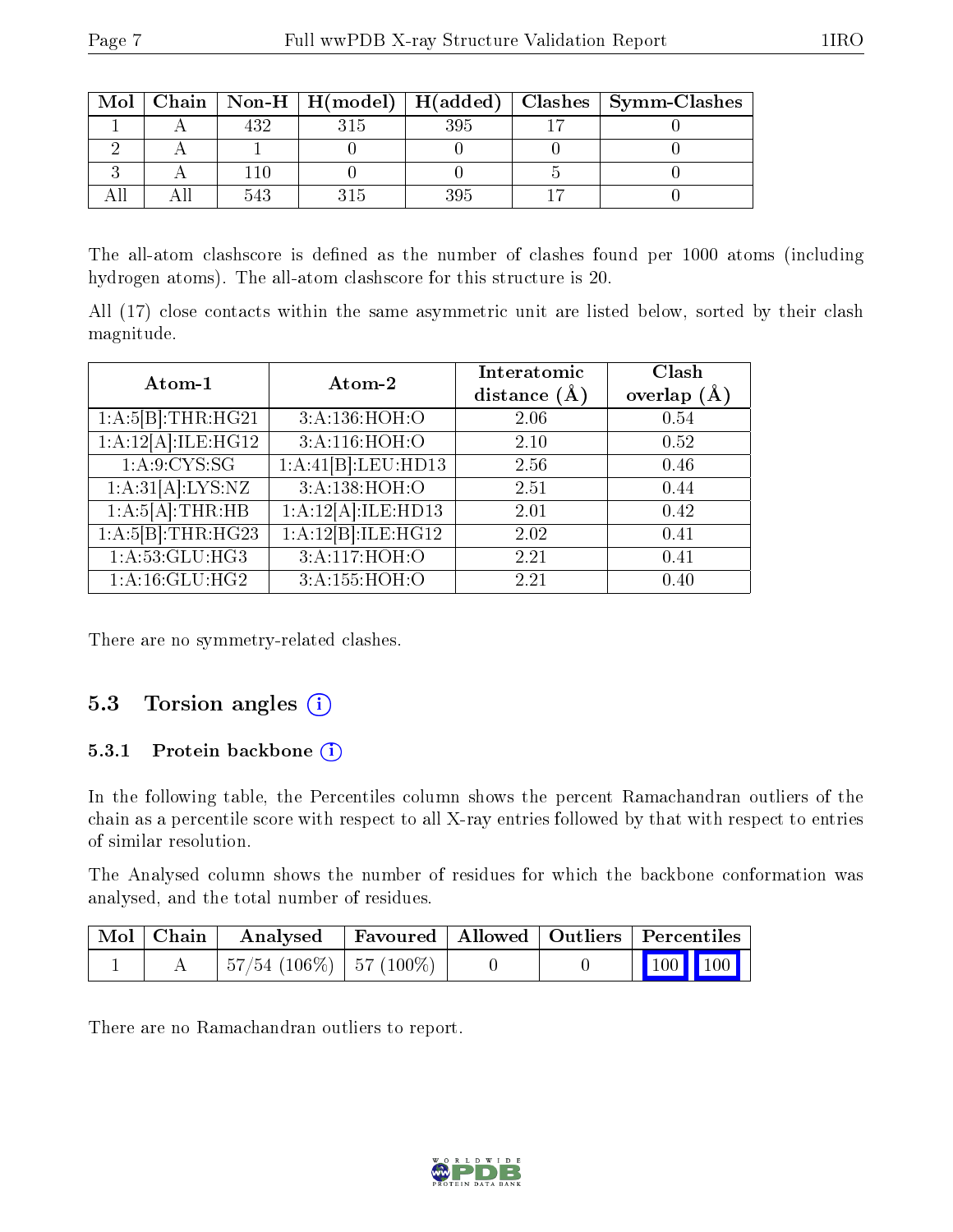| Mol | Chain | Non-H | H(model) | H(added) | Clashes | Symm-Clashes |
|---|---|---|---|---|---|---|
| 1 | A | 432 | 315 | 395 | 17 | 0 |
| 2 | A | 1 | 0 | 0 | 0 | 0 |
| 3 | A | 110 | 0 | 0 | 5 | 0 |
| All | All | 543 | 315 | 395 | 17 | 0 |

The all-atom clashscore is defined as the number of clashes found per 1000 atoms (including hydrogen atoms). The all-atom clashscore for this structure is 20.

All (17) close contacts within the same asymmetric unit are listed below, sorted by their clash magnitude.

| Atom-1 | Atom-2 | Interatomic distance (Å) | Clash overlap (Å) |
|---|---|---|---|
| 1:A:5[B]:THR:HG21 | 3:A:136:HOH:O | 2.06 | 0.54 |
| 1:A:12[A]:ILE:HG12 | 3:A:116:HOH:O | 2.10 | 0.52 |
| 1:A:9:CYS:SG | 1:A:41[B]:LEU:HD13 | 2.56 | 0.46 |
| 1:A:31[A]:LYS:NZ | 3:A:138:HOH:O | 2.51 | 0.44 |
| 1:A:5[A]:THR:HB | 1:A:12[A]:ILE:HD13 | 2.01 | 0.42 |
| 1:A:5[B]:THR:HG23 | 1:A:12[B]:ILE:HG12 | 2.02 | 0.41 |
| 1:A:53:GLU:HG3 | 3:A:117:HOH:O | 2.21 | 0.41 |
| 1:A:16:GLU:HG2 | 3:A:155:HOH:O | 2.21 | 0.40 |

There are no symmetry-related clashes.

## 5.3 Torsion angles

### 5.3.1 Protein backbone

In the following table, the Percentiles column shows the percent Ramachandran outliers of the chain as a percentile score with respect to all X-ray entries followed by that with respect to entries of similar resolution.

The Analysed column shows the number of residues for which the backbone conformation was analysed, and the total number of residues.

| Mol | Chain | Analysed | Favoured | Allowed | Outliers | Percentiles |
|---|---|---|---|---|---|---|
| 1 | A | 57/54 (106%) | 57 (100%) | 0 | 0 | 100 100 |

There are no Ramachandran outliers to report.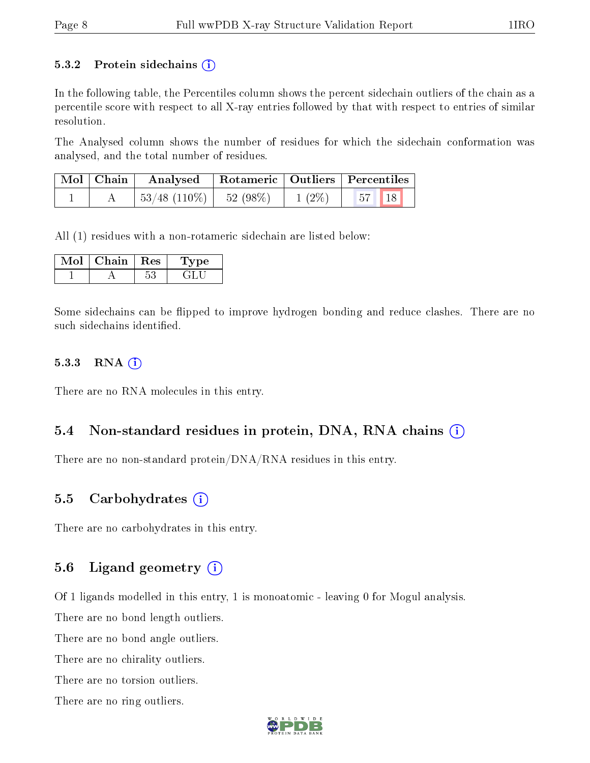### 5.3.2 Protein sidechains (i)

In the following table, the Percentiles column shows the percent sidechain outliers of the chain as a percentile score with respect to all X-ray entries followed by that with respect to entries of similar resolution.

The Analysed column shows the number of residues for which the sidechain conformation was analysed, and the total number of residues.

| Mol | Chain | Analysed | Rotameric | Outliers | Percentiles | |
|---|---|---|---|---|---|---|
| 1 | A | 53/48 (110%) | 52 (98%) | 1 (2%) | 57 | 18 |

All (1) residues with a non-rotameric sidechain are listed below:

| Mol | Chain | Res | Type |
|---|---|---|---|
| 1 | A | 53 | GLU |

Some sidechains can be flipped to improve hydrogen bonding and reduce clashes. There are no such sidechains identified.

### 5.3.3 RNA (i)

There are no RNA molecules in this entry.

## 5.4 Non-standard residues in protein, DNA, RNA chains (i)

There are no non-standard protein/DNA/RNA residues in this entry.

## 5.5 Carbohydrates (i)

There are no carbohydrates in this entry.

## 5.6 Ligand geometry (i)

Of 1 ligands modelled in this entry, 1 is monoatomic - leaving 0 for Mogul analysis.

There are no bond length outliers.

There are no bond angle outliers.

There are no chirality outliers.

There are no torsion outliers.

There are no ring outliers.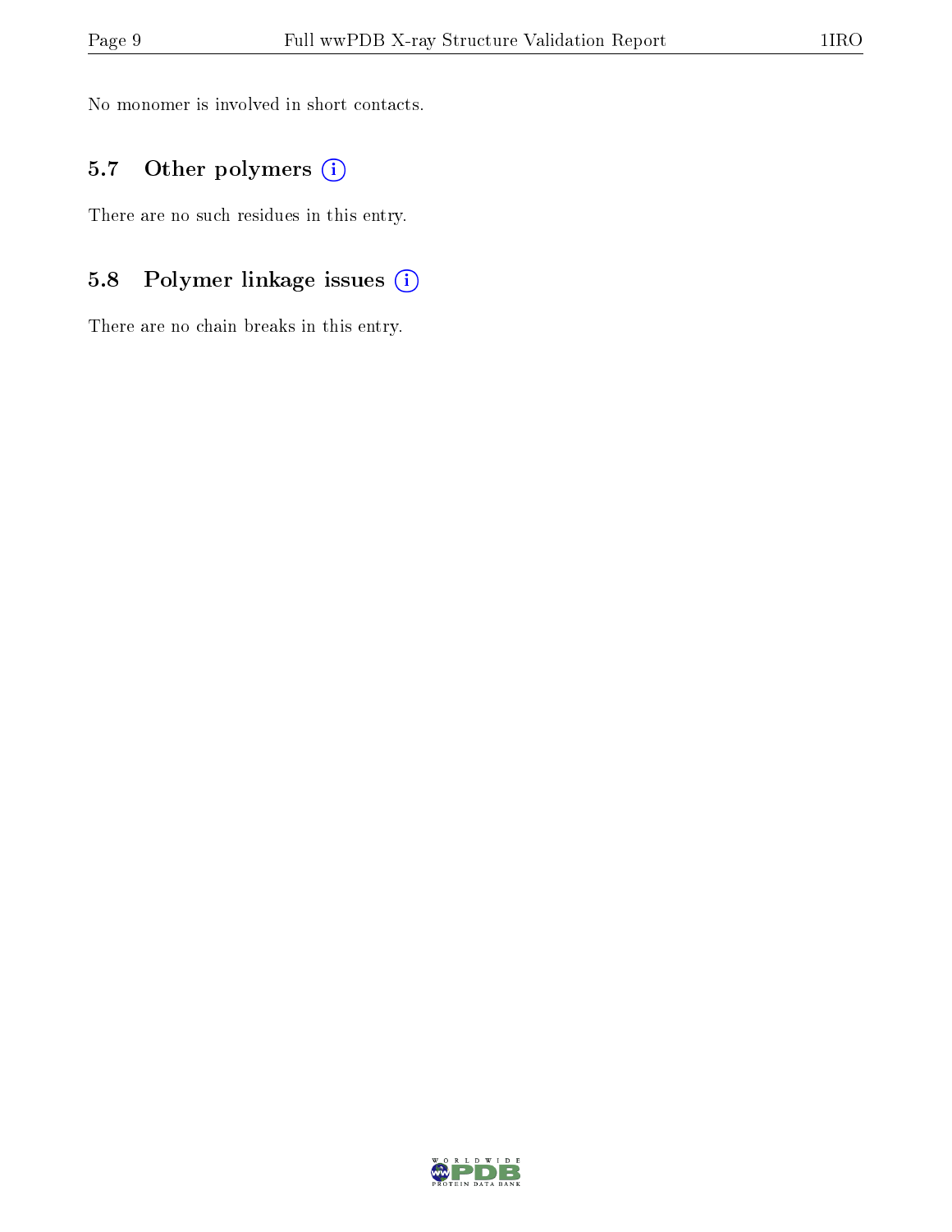No monomer is involved in short contacts.

### 5.7 Other polymers

There are no such residues in this entry.

### 5.8 Polymer linkage issues

There are no chain breaks in this entry.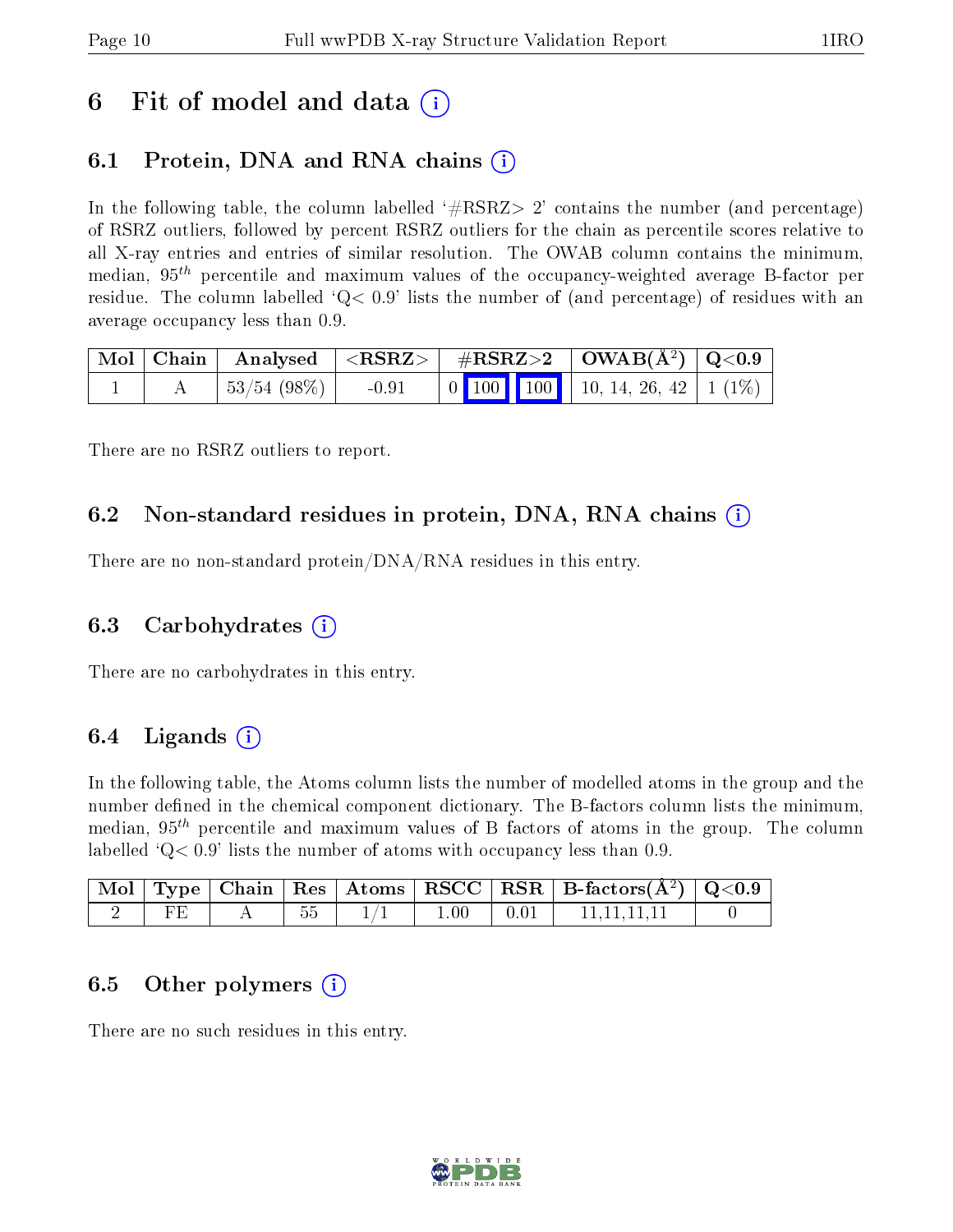# 6 Fit of model and data

## 6.1 Protein, DNA and RNA chains

In the following table, the column labelled '#RSRZ> 2' contains the number (and percentage) of RSRZ outliers, followed by percent RSRZ outliers for the chain as percentile scores relative to all X-ray entries and entries of similar resolution. The OWAB column contains the minimum, median, $95^{th}$ percentile and maximum values of the occupancy-weighted average B-factor per residue. The column labelled 'Q< 0.9' lists the number of (and percentage) of residues with an average occupancy less than 0.9.

| Mol | Chain | Analysed | <RSRZ> | #RSRZ>2 | | | OWAB(Å$^2$) | Q<0.9 |
|---|---|---|---|---|---|---|---|---|
| 1 | A | 53/54 (98%) | -0.91 | 0 | 100 | 100 | 10, 14, 26, 42 | 1 (1%) |

There are no RSRZ outliers to report.

## 6.2 Non-standard residues in protein, DNA, RNA chains

There are no non-standard protein/DNA/RNA residues in this entry.

## 6.3 Carbohydrates

There are no carbohydrates in this entry.

## 6.4 Ligands

In the following table, the Atoms column lists the number of modelled atoms in the group and the number defined in the chemical component dictionary. The B-factors column lists the minimum, median, $95^{th}$ percentile and maximum values of B factors of atoms in the group. The column labelled 'Q< 0.9' lists the number of atoms with occupancy less than 0.9.

| Mol | Type | Chain | Res | Atoms | RSCC | RSR | B-factors(Å$^2$) | Q<0.9 |
|---|---|---|---|---|---|---|---|---|
| 2 | FE | A | 55 | 1/1 | 1.00 | 0.01 | 11,11,11,11 | 0 |

## 6.5 Other polymers

There are no such residues in this entry.